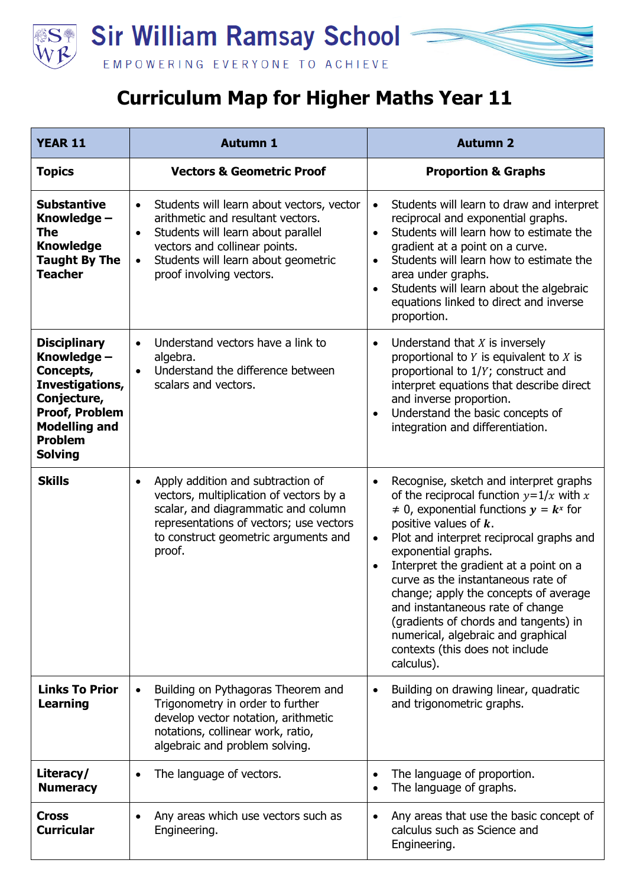# Sir William Ramsay School

EMPOWERING EVERYONE TO ACHIEVE

## Curriculum Map for Higher Maths Year 11

| YEAR 11 | Autumn 1 | Autumn 2 |
|---|---|---|
| **Topics** | **Vectors & Geometric Proof** | **Proportion & Graphs** |
| **Substantive Knowledge – The Knowledge Taught By The Teacher** | • Students will learn about vectors, vector arithmetic and resultant vectors.<br>• Students will learn about parallel vectors and collinear points.<br>• Students will learn about geometric proof involving vectors. | • Students will learn to draw and interpret reciprocal and exponential graphs.<br>• Students will learn how to estimate the gradient at a point on a curve.<br>• Students will learn how to estimate the area under graphs.<br>• Students will learn about the algebraic equations linked to direct and inverse proportion. |
| **Disciplinary Knowledge – Concepts, Investigations, Conjecture, Proof, Problem Modelling and Problem Solving** | • Understand vectors have a link to algebra.<br>• Understand the difference between scalars and vectors. | • Understand that $X$ is inversely proportional to $Y$ is equivalent to $X$ is proportional to $1/Y$; construct and interpret equations that describe direct and inverse proportion.<br>• Understand the basic concepts of integration and differentiation. |
| **Skills** | • Apply addition and subtraction of vectors, multiplication of vectors by a scalar, and diagrammatic and column representations of vectors; use vectors to construct geometric arguments and proof. | • Recognise, sketch and interpret graphs of the reciprocal function $y=1/x$ with $x \neq 0$, exponential functions $\boldsymbol{y} = \boldsymbol{k}^{x}$ for positive values of $\boldsymbol{k}$.<br>• Plot and interpret reciprocal graphs and exponential graphs.<br>• Interpret the gradient at a point on a curve as the instantaneous rate of change; apply the concepts of average and instantaneous rate of change (gradients of chords and tangents) in numerical, algebraic and graphical contexts (this does not include calculus). |
| **Links To Prior Learning** | • Building on Pythagoras Theorem and Trigonometry in order to further develop vector notation, arithmetic notations, collinear work, ratio, algebraic and problem solving. | • Building on drawing linear, quadratic and trigonometric graphs. |
| **Literacy/ Numeracy** | • The language of vectors. | • The language of proportion.<br>• The language of graphs. |
| **Cross Curricular** | • Any areas which use vectors such as Engineering. | • Any areas that use the basic concept of calculus such as Science and Engineering. |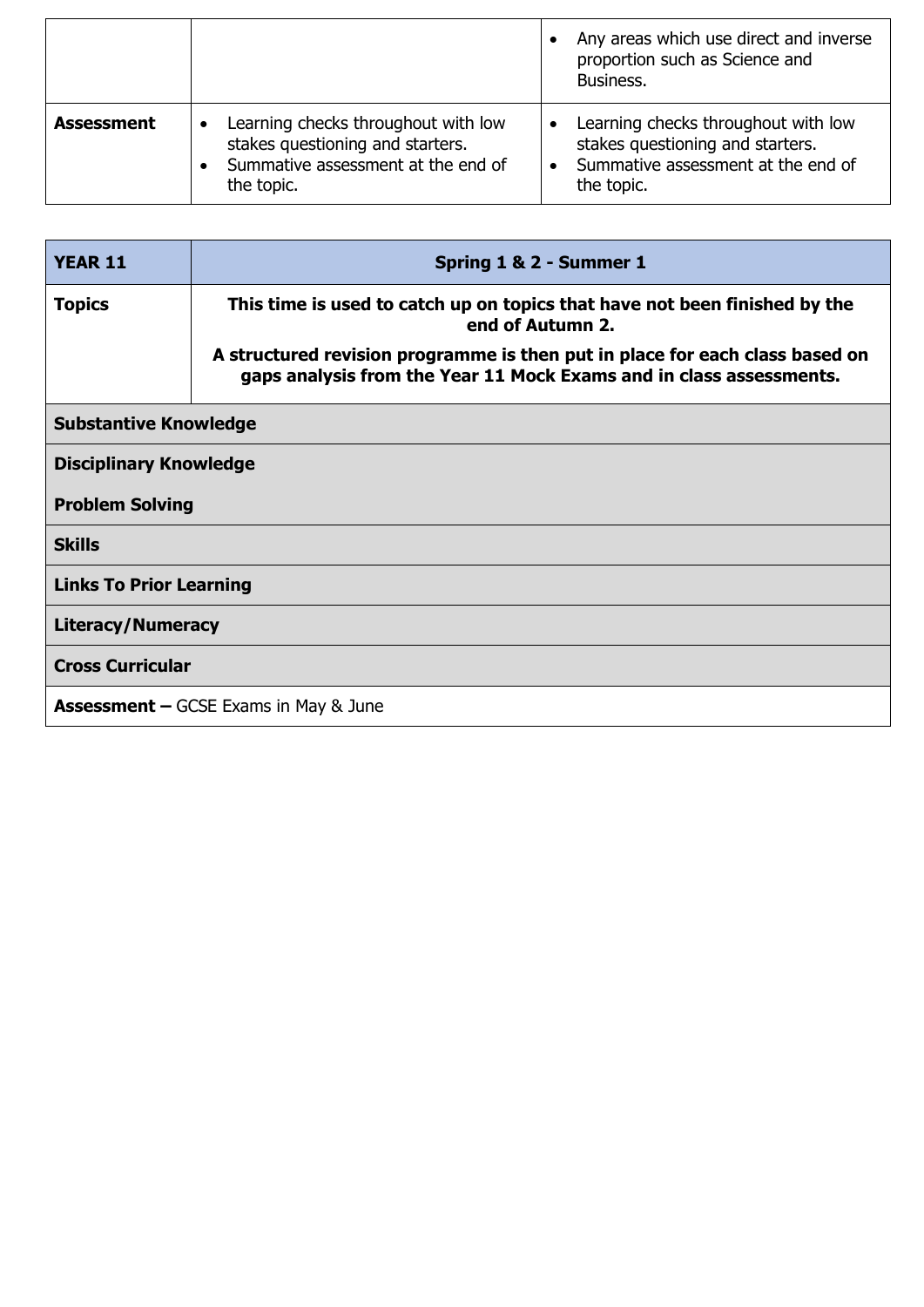| | | |
|---|---|---|
| | | • Any areas which use direct and inverse proportion such as Science and Business. |
| **Assessment** | • Learning checks throughout with low stakes questioning and starters.<br>• Summative assessment at the end of the topic. | • Learning checks throughout with low stakes questioning and starters.<br>• Summative assessment at the end of the topic. |

| **YEAR 11** | **Spring 1 & 2 - Summer 1** |
|---|---|
| **Topics** | **This time is used to catch up on topics that have not been finished by the end of Autumn 2.**<br>**A structured revision programme is then put in place for each class based on gaps analysis from the Year 11 Mock Exams and in class assessments.** |
| **Substantive Knowledge** | |
| **Disciplinary Knowledge**<br>**Problem Solving** | |
| **Skills** | |
| **Links To Prior Learning** | |
| **Literacy/Numeracy** | |
| **Cross Curricular** | |
| **Assessment –** GCSE Exams in May & June | |